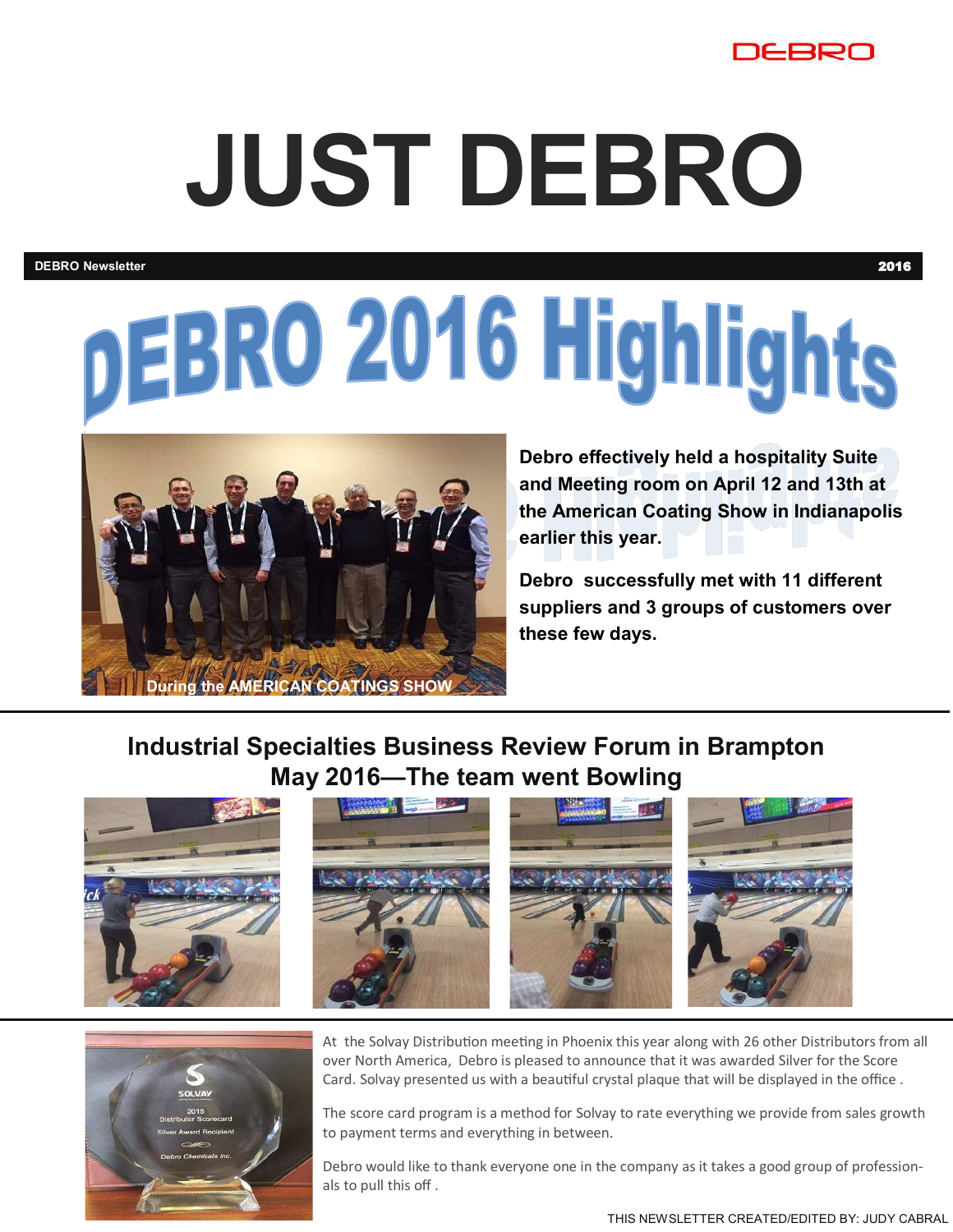DEBRO

# JUST DEBRO

**DEBRO Newsletter** **2016**

# DEBRO 2016 Highlights

During the AMERICAN COATINGS SHOW

**Debro effectively held a hospitality Suite and Meeting room on April 12 and 13th at the American Coating Show in Indianapolis earlier this year.**

**Debro successfully met with 11 different suppliers and 3 groups of customers over these few days.**

## Industrial Specialties Business Review Forum in Brampton May 2016—The team went Bowling

At the Solvay Distribution meeting in Phoenix this year along with 26 other Distributors from all over North America, Debro is pleased to announce that it was awarded Silver for the Score Card. Solvay presented us with a beautiful crystal plaque that will be displayed in the office .

The score card program is a method for Solvay to rate everything we provide from sales growth to payment terms and everything in between.

Debro would like to thank everyone one in the company as it takes a good group of professionals to pull this off .

THIS NEWSLETTER CREATED/EDITED BY: JUDY CABRAL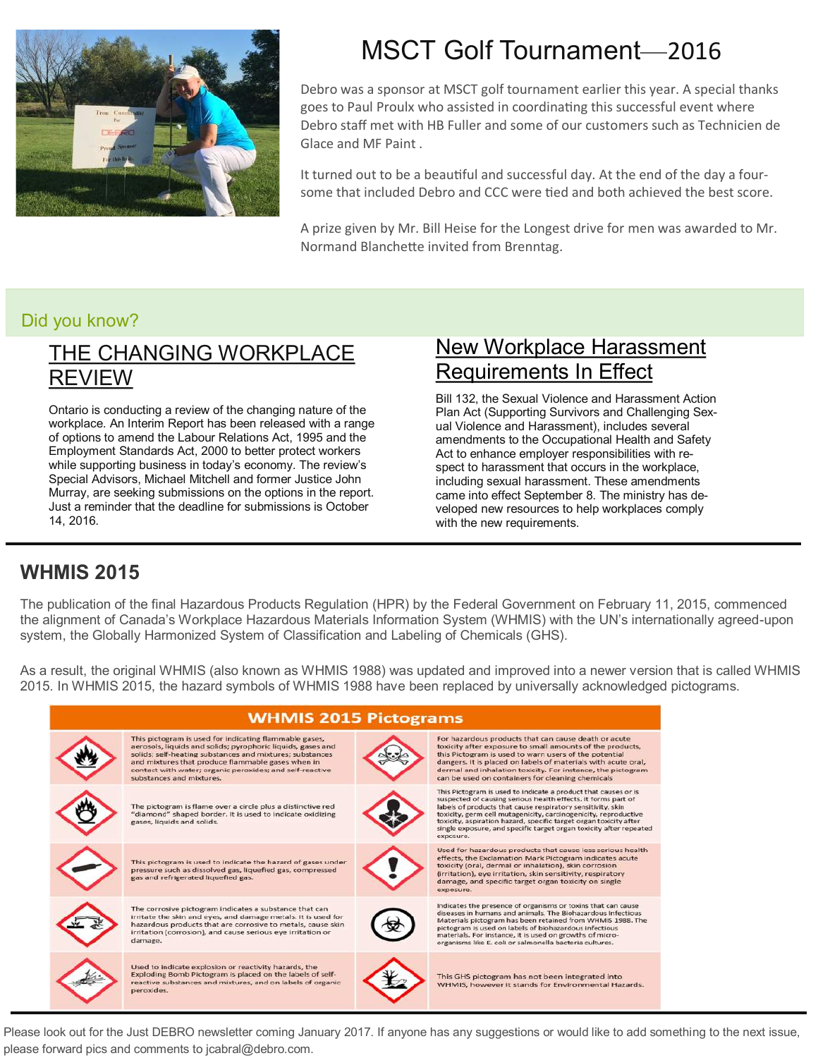# MSCT Golf Tournament—2016

Debro was a sponsor at MSCT golf tournament earlier this year. A special thanks goes to Paul Proulx who assisted in coordinating this successful event where Debro staff met with HB Fuller and some of our customers such as Technicien de Glace and MF Paint .

It turned out to be a beautiful and successful day. At the end of the day a four-some that included Debro and CCC were tied and both achieved the best score.

A prize given by Mr. Bill Heise for the Longest drive for men was awarded to Mr. Normand Blanchette invited from Brenntag.

## Did you know?

### THE CHANGING WORKPLACE REVIEW

Ontario is conducting a review of the changing nature of the workplace. An Interim Report has been released with a range of options to amend the Labour Relations Act, 1995 and the Employment Standards Act, 2000 to better protect workers while supporting business in today's economy. The review's Special Advisors, Michael Mitchell and former Justice John Murray, are seeking submissions on the options in the report. Just a reminder that the deadline for submissions is October 14, 2016.

### New Workplace Harassment Requirements In Effect

Bill 132, the Sexual Violence and Harassment Action Plan Act (Supporting Survivors and Challenging Sexual Violence and Harassment), includes several amendments to the Occupational Health and Safety Act to enhance employer responsibilities with respect to harassment that occurs in the workplace, including sexual harassment. These amendments came into effect September 8. The ministry has developed new resources to help workplaces comply with the new requirements.

## WHMIS 2015

The publication of the final Hazardous Products Regulation (HPR) by the Federal Government on February 11, 2015, commenced the alignment of Canada's Workplace Hazardous Materials Information System (WHMIS) with the UN's internationally agreed-upon system, the Globally Harmonized System of Classification and Labeling of Chemicals (GHS).

As a result, the original WHMIS (also known as WHMIS 1988) was updated and improved into a newer version that is called WHMIS 2015. In WHMIS 2015, the hazard symbols of WHMIS 1988 have been replaced by universally acknowledged pictograms.

**WHMIS 2015 Pictograms**

| | | | |
|---|---|---|---|
| | This pictogram is used for indicating flammable gases, aerosols, liquids and solids; pyrophoric liquids, gases and solids; self-heating substances and mixtures; substances and mixtures that produce flammable gases when in contact with water; organic peroxides; and self-reactive substances and mixtures. | | For hazardous products that can cause death or acute toxicity after exposure to small amounts of the products, this Pictogram is used to warn users of the potential dangers. It is placed on labels of materials with acute oral, dermal and inhalation toxicity. For instance, the pictogram can be used on containers for cleaning chemicals |
| | The pictogram is flame over a circle plus a distinctive red "diamond" shaped border. It is used to indicate oxidizing gases, liquids and solids. | | This Pictogram is used to indicate a product that causes or is suspected of causing serious health effects. It forms part of labels of products that cause respiratory sensitivity, skin toxicity, germ cell mutagenicity, carcinogenicity, reproductive toxicity, aspiration hazard, specific target organ toxicity after single exposure, and specific target organ toxicity after repeated exposure. |
| | This pictogram is used to indicate the hazard of gases under pressure such as dissolved gas, liquefied gas, compressed gas and refrigerated liquefied gas. | | Used for hazardous products that cause less serious health effects, the Exclamation Mark Pictogram indicates acute toxicity (oral, dermal or inhalation), skin corrosion (irritation), eye irritation, skin sensitivity, respiratory damage, and specific target organ toxicity on single exposure. |
| | The corrosive pictogram indicates a substance that can irritate the skin and eyes, and damage metals. It is used for hazardous products that are corrosive to metals, cause skin irritation (corrosion), and cause serious eye irritation or damage. | | Indicates the presence of organisms or toxins that can cause diseases in humans and animals. The Biohazardous Infectious Materials pictogram has been retained from WHMIS 1988. The pictogram is used on labels of biohazardous infectious materials. For instance, it is used on growths of micro-organisms like E. coli or salmonella bacteria cultures. |
| | Used to indicate explosion or reactivity hazards, the Exploding Bomb Pictogram is placed on the labels of self-reactive substances and mixtures, and on labels of organic peroxides. | | This GHS pictogram has not been integrated into WHMIS, however it stands for Environmental Hazards. |

Please look out for the Just DEBRO newsletter coming January 2017. If anyone has any suggestions or would like to add something to the next issue, please forward pics and comments to jcabral@debro.com.